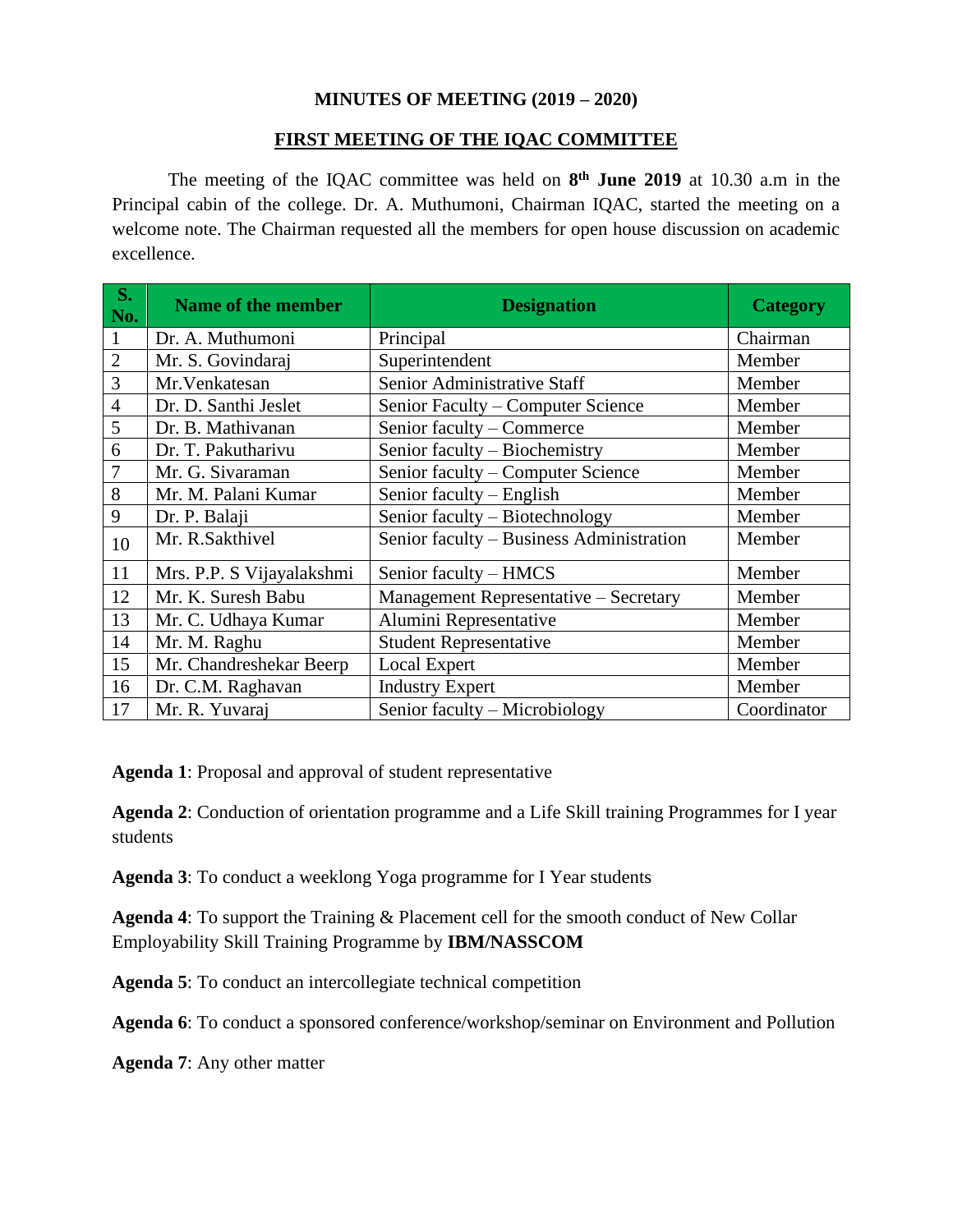**MINUTES OF MEETING (2019 – 2020)**

**FIRST MEETING OF THE IQAC COMMITTEE**

The meeting of the IQAC committee was held on **8th June 2019** at 10.30 a.m in the Principal cabin of the college. Dr. A. Muthumoni, Chairman IQAC, started the meeting on a welcome note. The Chairman requested all the members for open house discussion on academic excellence.

| S. No. | Name of the member | Designation | Category |
|---|---|---|---|
| 1 | Dr. A. Muthumoni | Principal | Chairman |
| 2 | Mr. S. Govindaraj | Superintendent | Member |
| 3 | Mr.Venkatesan | Senior Administrative Staff | Member |
| 4 | Dr. D. Santhi Jeslet | Senior Faculty – Computer Science | Member |
| 5 | Dr. B. Mathivanan | Senior faculty – Commerce | Member |
| 6 | Dr. T. Pakutharivu | Senior faculty – Biochemistry | Member |
| 7 | Mr. G. Sivaraman | Senior faculty – Computer Science | Member |
| 8 | Mr. M. Palani Kumar | Senior faculty – English | Member |
| 9 | Dr. P. Balaji | Senior faculty – Biotechnology | Member |
| 10 | Mr. R.Sakthivel | Senior faculty – Business Administration | Member |
| 11 | Mrs. P.P. S Vijayalakshmi | Senior faculty – HMCS | Member |
| 12 | Mr. K. Suresh Babu | Management Representative – Secretary | Member |
| 13 | Mr. C. Udhaya Kumar | Alumini Representative | Member |
| 14 | Mr. M. Raghu | Student Representative | Member |
| 15 | Mr. Chandreshekar Beerp | Local Expert | Member |
| 16 | Dr. C.M. Raghavan | Industry Expert | Member |
| 17 | Mr. R. Yuvaraj | Senior faculty – Microbiology | Coordinator |

**Agenda 1**: Proposal and approval of student representative

**Agenda 2**: Conduction of orientation programme and a Life Skill training Programmes for I year students

**Agenda 3**: To conduct a weeklong Yoga programme for I Year students

**Agenda 4**: To support the Training & Placement cell for the smooth conduct of New Collar Employability Skill Training Programme by **IBM/NASSCOM**

**Agenda 5**: To conduct an intercollegiate technical competition

**Agenda 6**: To conduct a sponsored conference/workshop/seminar on Environment and Pollution

**Agenda 7**: Any other matter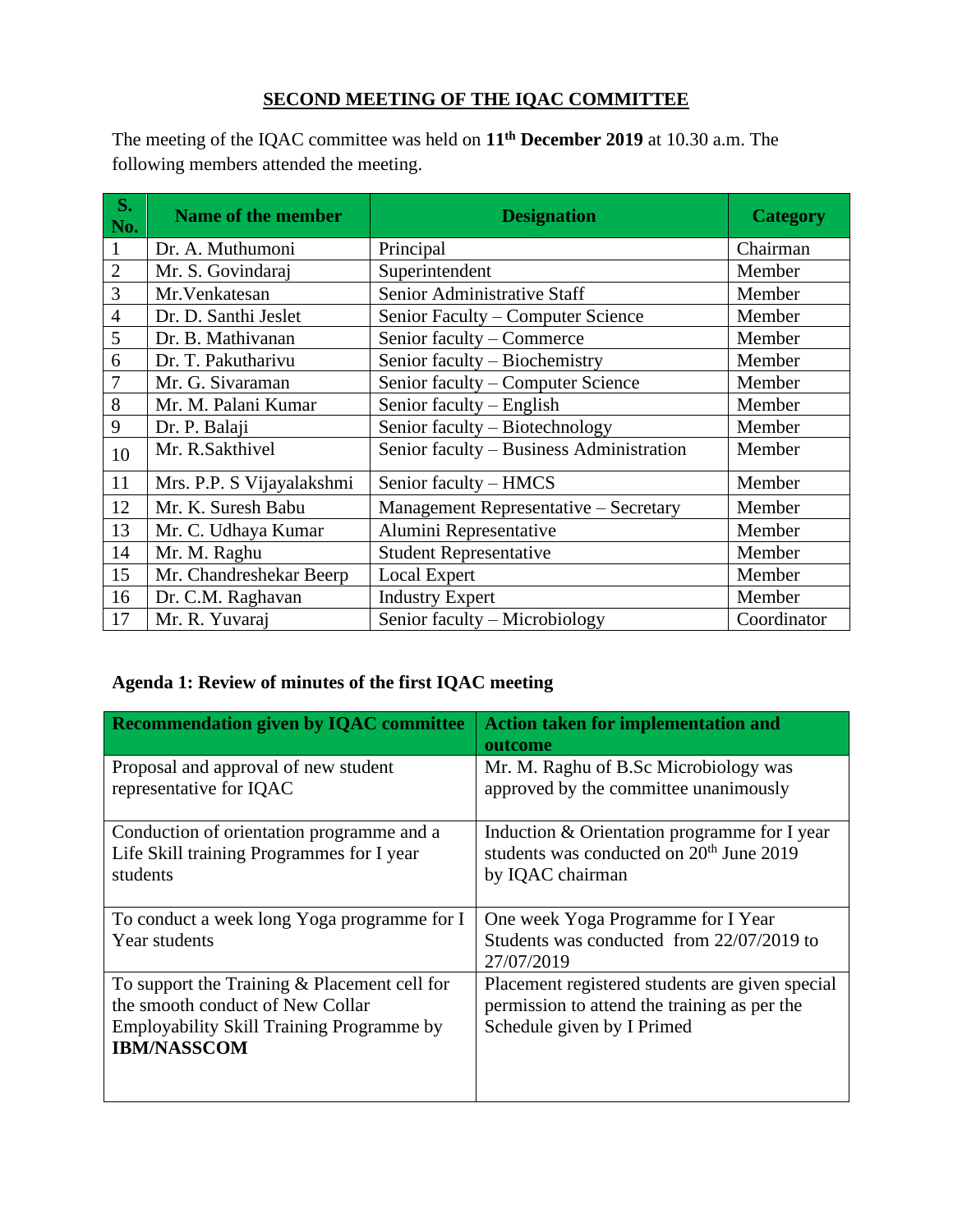## SECOND MEETING OF THE IQAC COMMITTEE

The meeting of the IQAC committee was held on **11th December 2019** at 10.30 a.m. The following members attended the meeting.

| S. No. | Name of the member | Designation | Category |
|---|---|---|---|
| 1 | Dr. A. Muthumoni | Principal | Chairman |
| 2 | Mr. S. Govindaraj | Superintendent | Member |
| 3 | Mr.Venkatesan | Senior Administrative Staff | Member |
| 4 | Dr. D. Santhi Jeslet | Senior Faculty – Computer Science | Member |
| 5 | Dr. B. Mathivanan | Senior faculty – Commerce | Member |
| 6 | Dr. T. Pakutharivu | Senior faculty – Biochemistry | Member |
| 7 | Mr. G. Sivaraman | Senior faculty – Computer Science | Member |
| 8 | Mr. M. Palani Kumar | Senior faculty – English | Member |
| 9 | Dr. P. Balaji | Senior faculty – Biotechnology | Member |
| 10 | Mr. R.Sakthivel | Senior faculty – Business Administration | Member |
| 11 | Mrs. P.P. S Vijayalakshmi | Senior faculty – HMCS | Member |
| 12 | Mr. K. Suresh Babu | Management Representative – Secretary | Member |
| 13 | Mr. C. Udhaya Kumar | Alumini Representative | Member |
| 14 | Mr. M. Raghu | Student Representative | Member |
| 15 | Mr. Chandreshekar Beerp | Local Expert | Member |
| 16 | Dr. C.M. Raghavan | Industry Expert | Member |
| 17 | Mr. R. Yuvaraj | Senior faculty – Microbiology | Coordinator |

### Agenda 1: Review of minutes of the first IQAC meeting

| Recommendation given by IQAC committee | Action taken for implementation and outcome |
|---|---|
| Proposal and approval of new student representative for IQAC | Mr. M. Raghu of B.Sc Microbiology was approved by the committee unanimously |
| Conduction of orientation programme and a Life Skill training Programmes for I year students | Induction & Orientation programme for I year students was conducted on 20th June 2019 by IQAC chairman |
| To conduct a week long Yoga programme for I Year students | One week Yoga Programme for I Year Students was conducted from 22/07/2019 to 27/07/2019 |
| To support the Training & Placement cell for the smooth conduct of New Collar Employability Skill Training Programme by **IBM/NASSCOM** | Placement registered students are given special permission to attend the training as per the Schedule given by I Primed |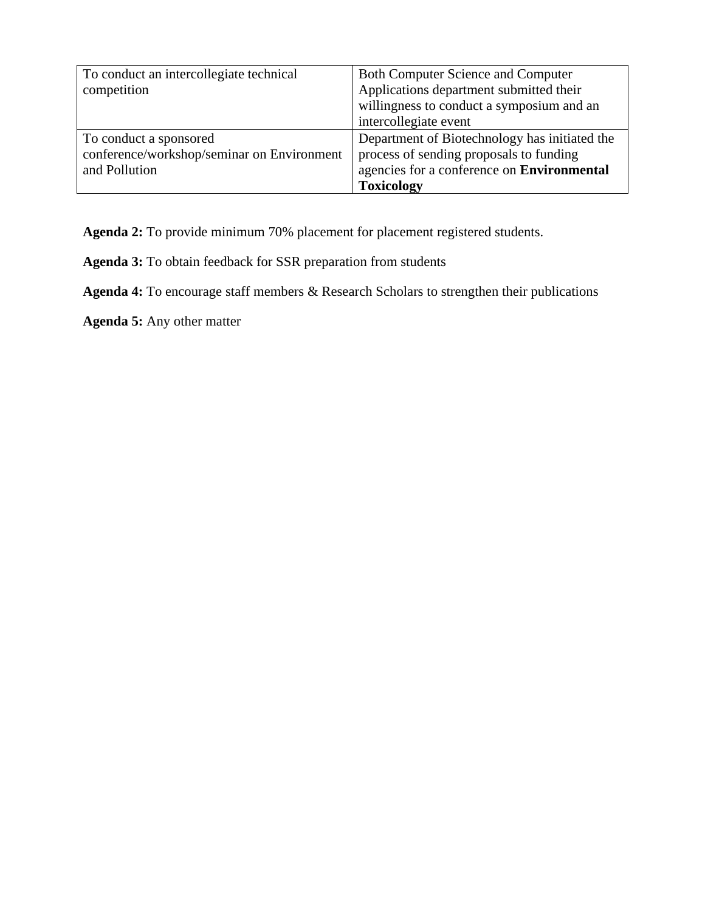| | |
|---|---|
| To conduct an intercollegiate technical competition | Both Computer Science and Computer Applications department submitted their willingness to conduct a symposium and an intercollegiate event |
| To conduct a sponsored conference/workshop/seminar on Environment and Pollution | Department of Biotechnology has initiated the process of sending proposals to funding agencies for a conference on **Environmental Toxicology** |

**Agenda 2:** To provide minimum 70% placement for placement registered students.

**Agenda 3:** To obtain feedback for SSR preparation from students

**Agenda 4:** To encourage staff members & Research Scholars to strengthen their publications

**Agenda 5:** Any other matter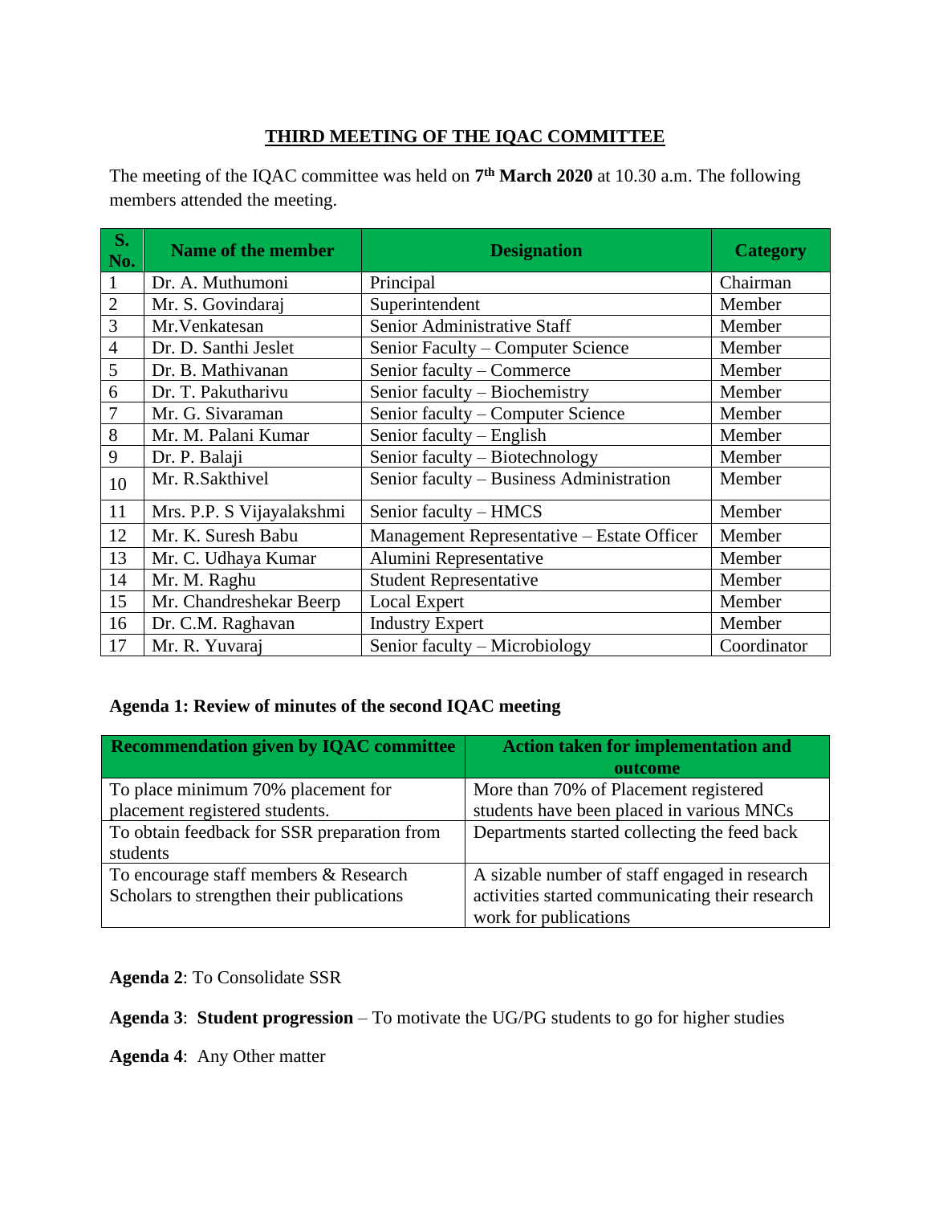# THIRD MEETING OF THE IQAC COMMITTEE

The meeting of the IQAC committee was held on **7th March 2020** at 10.30 a.m. The following members attended the meeting.

| S. No. | Name of the member | Designation | Category |
|---|---|---|---|
| 1 | Dr. A. Muthumoni | Principal | Chairman |
| 2 | Mr. S. Govindaraj | Superintendent | Member |
| 3 | Mr.Venkatesan | Senior Administrative Staff | Member |
| 4 | Dr. D. Santhi Jeslet | Senior Faculty – Computer Science | Member |
| 5 | Dr. B. Mathivanan | Senior faculty – Commerce | Member |
| 6 | Dr. T. Pakutharivu | Senior faculty – Biochemistry | Member |
| 7 | Mr. G. Sivaraman | Senior faculty – Computer Science | Member |
| 8 | Mr. M. Palani Kumar | Senior faculty – English | Member |
| 9 | Dr. P. Balaji | Senior faculty – Biotechnology | Member |
| 10 | Mr. R.Sakthivel | Senior faculty – Business Administration | Member |
| 11 | Mrs. P.P. S Vijayalakshmi | Senior faculty – HMCS | Member |
| 12 | Mr. K. Suresh Babu | Management Representative – Estate Officer | Member |
| 13 | Mr. C. Udhaya Kumar | Alumini Representative | Member |
| 14 | Mr. M. Raghu | Student Representative | Member |
| 15 | Mr. Chandreshekar Beerp | Local Expert | Member |
| 16 | Dr. C.M. Raghavan | Industry Expert | Member |
| 17 | Mr. R. Yuvaraj | Senior faculty – Microbiology | Coordinator |

**Agenda 1: Review of minutes of the second IQAC meeting**

| Recommendation given by IQAC committee | Action taken for implementation and outcome |
|---|---|
| To place minimum 70% placement for placement registered students. | More than 70% of Placement registered students have been placed in various MNCs |
| To obtain feedback for SSR preparation from students | Departments started collecting the feed back |
| To encourage staff members & Research Scholars to strengthen their publications | A sizable number of staff engaged in research activities started communicating their research work for publications |

**Agenda 2**: To Consolidate SSR

**Agenda 3**: **Student progression** – To motivate the UG/PG students to go for higher studies

**Agenda 4**: Any Other matter